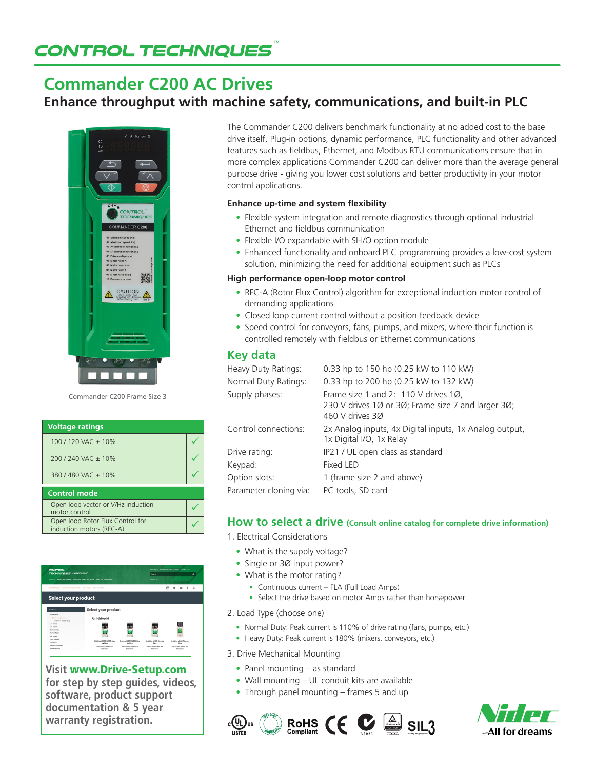# CONTROL TECHNIQUES™

## Commander C200 AC Drives

### Enhance throughput with machine safety, communications, and built-in PLC

Commander C200 Frame Size 3

| Voltage ratings | |
|---|---|
| 100 / 120 VAC ± 10% | ✓ |
| 200 / 240 VAC ± 10% | ✓ |
| 380 / 480 VAC ± 10% | ✓ |
| **Control mode** | |
| Open loop vector or V/Hz induction motor control | ✓ |
| Open loop Rotor Flux Control for induction motors (RFC-A) | ✓ |

**Visit www.Drive-Setup.com for step by step guides, videos, software, product support documentation & 5 year warranty registration.**

The Commander C200 delivers benchmark functionality at no added cost to the base drive itself. Plug-in options, dynamic performance, PLC functionality and other advanced features such as fieldbus, Ethernet, and Modbus RTU communications ensure that in more complex applications Commander C200 can deliver more than the average general purpose drive - giving you lower cost solutions and better productivity in your motor control applications.

#### Enhance up-time and system flexibility

- Flexible system integration and remote diagnostics through optional industrial Ethernet and fieldbus communication
- Flexible I/O expandable with SI-I/O option module
- Enhanced functionality and onboard PLC programming provides a low-cost system solution, minimizing the need for additional equipment such as PLCs

#### High performance open-loop motor control

- RFC-A (Rotor Flux Control) algorithm for exceptional induction motor control of demanding applications
- Closed loop current control without a position feedback device
- Speed control for conveyors, fans, pumps, and mixers, where their function is controlled remotely with fieldbus or Ethernet communications

## Key data

| | |
|---|---|
| Heavy Duty Ratings: | 0.33 hp to 150 hp (0.25 kW to 110 kW) |
| Normal Duty Ratings: | 0.33 hp to 200 hp (0.25 kW to 132 kW) |
| Supply phases: | Frame size 1 and 2: 110 V drives 1Ø, 230 V drives 1Ø or 3Ø; Frame size 7 and larger 3Ø; 460 V drives 3Ø |
| Control connections: | 2x Analog inputs, 4x Digital inputs, 1x Analog output, 1x Digital I/O, 1x Relay |
| Drive rating: | IP21 / UL open class as standard |
| Keypad: | Fixed LED |
| Option slots: | 1 (frame size 2 and above) |
| Parameter cloning via: | PC tools, SD card |

## How to select a drive (Consult online catalog for complete drive information)

1. Electrical Considerations
   - What is the supply voltage?
   - Single or 3Ø input power?
   - What is the motor rating?
     - Continuous current – FLA (Full Load Amps)
     - Select the drive based on motor Amps rather than horsepower
2. Load Type (choose one)
   - Normal Duty: Peak current is 110% of drive rating (fans, pumps, etc.)
   - Heavy Duty: Peak current is 180% (mixers, conveyors, etc.)
3. Drive Mechanical Mounting
   - Panel mounting – as standard
   - Wall mounting – UL conduit kits are available
   - Through panel mounting – frames 5 and up

cULus LISTED · ISO 9001 APPROVAL · RoHS Compliant · CE · N1652 · SIL3

Nidec — All for dreams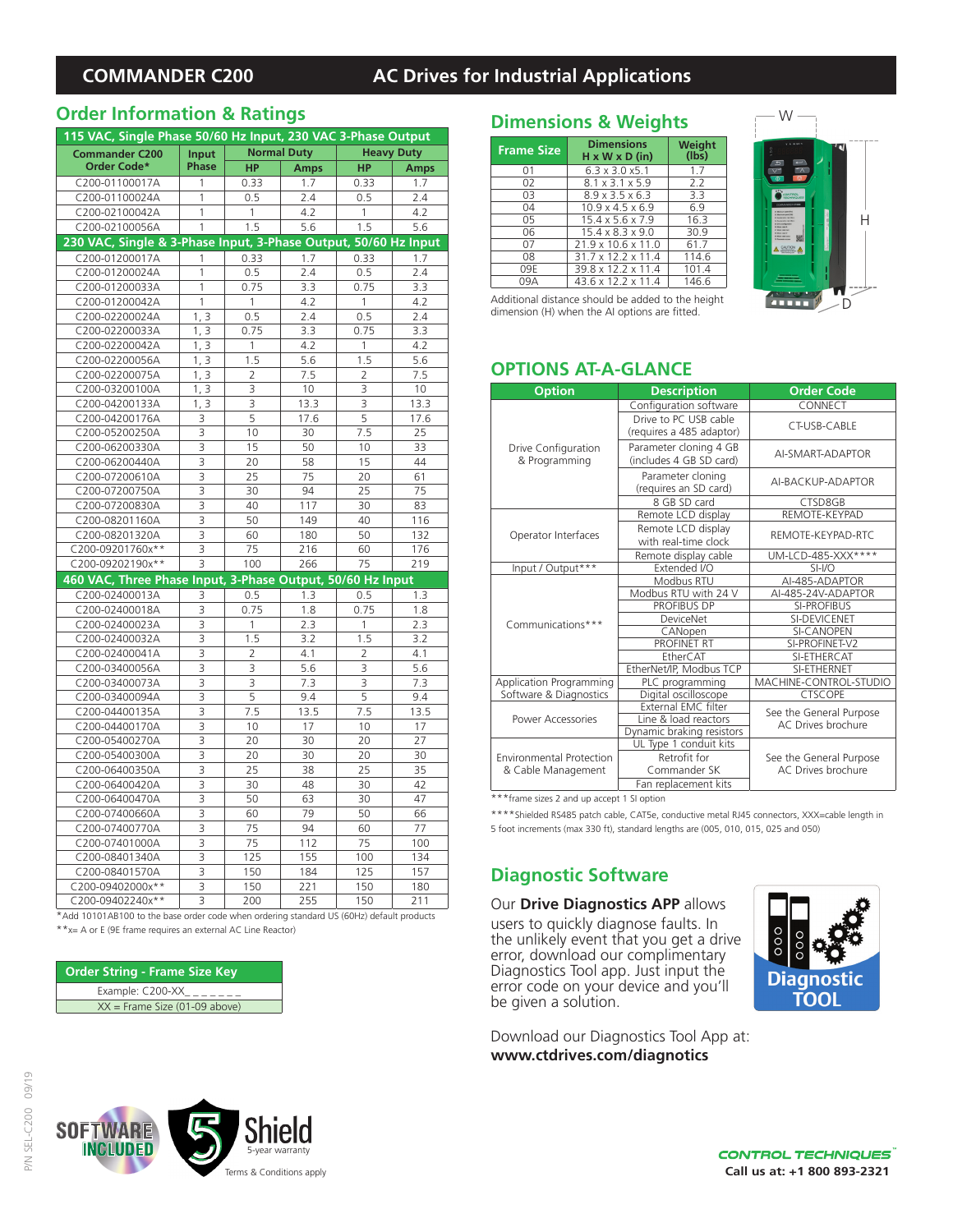# COMMANDER C200 — AC Drives for Industrial Applications

## Order Information & Ratings

| Commander C200 Order Code* | Input Phase | Normal Duty | | Heavy Duty | |
|---|---|---|---|---|---|
| | | HP | Amps | HP | Amps |
| **115 VAC, Single Phase 50/60 Hz Input, 230 VAC 3-Phase Output** | | | | | |
| C200-01100017A | 1 | 0.33 | 1.7 | 0.33 | 1.7 |
| C200-01100024A | 1 | 0.5 | 2.4 | 0.5 | 2.4 |
| C200-02100042A | 1 | 1 | 4.2 | 1 | 4.2 |
| C200-02100056A | 1 | 1.5 | 5.6 | 1.5 | 5.6 |
| **230 VAC, Single & 3-Phase Input, 3-Phase Output, 50/60 Hz Input** | | | | | |
| C200-01200017A | 1 | 0.33 | 1.7 | 0.33 | 1.7 |
| C200-01200024A | 1 | 0.5 | 2.4 | 0.5 | 2.4 |
| C200-01200033A | 1 | 0.75 | 3.3 | 0.75 | 3.3 |
| C200-01200042A | 1 | 1 | 4.2 | 1 | 4.2 |
| C200-02200024A | 1, 3 | 0.5 | 2.4 | 0.5 | 2.4 |
| C200-02200033A | 1, 3 | 0.75 | 3.3 | 0.75 | 3.3 |
| C200-02200042A | 1, 3 | 1 | 4.2 | 1 | 4.2 |
| C200-02200056A | 1, 3 | 1.5 | 5.6 | 1.5 | 5.6 |
| C200-02200075A | 1, 3 | 2 | 7.5 | 2 | 7.5 |
| C200-03200100A | 1, 3 | 3 | 10 | 3 | 10 |
| C200-04200133A | 1, 3 | 3 | 13.3 | 3 | 13.3 |
| C200-04200176A | 3 | 5 | 17.6 | 5 | 17.6 |
| C200-05200250A | 3 | 10 | 30 | 7.5 | 25 |
| C200-06200330A | 3 | 15 | 50 | 10 | 33 |
| C200-06200440A | 3 | 20 | 58 | 15 | 44 |
| C200-07200610A | 3 | 25 | 75 | 20 | 61 |
| C200-07200750A | 3 | 30 | 94 | 25 | 75 |
| C200-07200830A | 3 | 40 | 117 | 30 | 83 |
| C200-08201160A | 3 | 50 | 149 | 40 | 116 |
| C200-08201320A | 3 | 60 | 180 | 50 | 132 |
| C200-09201760x** | 3 | 75 | 216 | 60 | 176 |
| C200-09202190x** | 3 | 100 | 266 | 75 | 219 |
| **460 VAC, Three Phase Input, 3-Phase Output, 50/60 Hz Input** | | | | | |
| C200-02400013A | 3 | 0.5 | 1.3 | 0.5 | 1.3 |
| C200-02400018A | 3 | 0.75 | 1.8 | 0.75 | 1.8 |
| C200-02400023A | 3 | 1 | 2.3 | 1 | 2.3 |
| C200-02400032A | 3 | 1.5 | 3.2 | 1.5 | 3.2 |
| C200-02400041A | 3 | 2 | 4.1 | 2 | 4.1 |
| C200-03400056A | 3 | 3 | 5.6 | 3 | 5.6 |
| C200-03400073A | 3 | 3 | 7.3 | 3 | 7.3 |
| C200-03400094A | 3 | 5 | 9.4 | 5 | 9.4 |
| C200-04400135A | 3 | 7.5 | 13.5 | 7.5 | 13.5 |
| C200-04400170A | 3 | 10 | 17 | 10 | 17 |
| C200-05400270A | 3 | 20 | 30 | 20 | 27 |
| C200-05400300A | 3 | 20 | 30 | 20 | 30 |
| C200-06400350A | 3 | 25 | 38 | 25 | 35 |
| C200-06400420A | 3 | 30 | 48 | 30 | 42 |
| C200-06400470A | 3 | 50 | 63 | 30 | 47 |
| C200-07400660A | 3 | 60 | 79 | 50 | 66 |
| C200-07400770A | 3 | 75 | 94 | 60 | 77 |
| C200-07401000A | 3 | 75 | 112 | 75 | 100 |
| C200-08401340A | 3 | 125 | 155 | 100 | 134 |
| C200-08401570A | 3 | 150 | 184 | 125 | 157 |
| C200-09402000x** | 3 | 150 | 221 | 150 | 180 |
| C200-09402240x** | 3 | 200 | 255 | 150 | 211 |

*Add 10101AB100 to the base order code when ordering standard US (60Hz) default products

**x= A or E (9E frame requires an external AC Line Reactor)

| Order String - Frame Size Key |
|---|
| Example: C200-XX_ _ _ _ _ _ |
| XX = Frame Size (01-09 above) |

## Dimensions & Weights

| Frame Size | Dimensions H x W x D (in) | Weight (lbs) |
|---|---|---|
| 01 | 6.3 x 3.0 x5.1 | 1.7 |
| 02 | 8.1 x 3.1 x 5.9 | 2.2 |
| 03 | 8.9 x 3.5 x 6.3 | 3.3 |
| 04 | 10.9 x 4.5 x 6.9 | 6.9 |
| 05 | 15.4 x 5.6 x 7.9 | 16.3 |
| 06 | 15.4 x 8.3 x 9.0 | 30.9 |
| 07 | 21.9 x 10.6 x 11.0 | 61.7 |
| 08 | 31.7 x 12.2 x 11.4 | 114.6 |
| 09E | 39.8 x 12.2 x 11.4 | 101.4 |
| 09A | 43.6 x 12.2 x 11.4 | 146.6 |

Additional distance should be added to the height dimension (H) when the AI options are fitted.

W H D

## OPTIONS AT-A-GLANCE

| Option | Description | Order Code |
|---|---|---|
| Drive Configuration & Programming | Configuration software | CONNECT |
| | Drive to PC USB cable (requires a 485 adaptor) | CT-USB-CABLE |
| | Parameter cloning 4 GB (includes 4 GB SD card) | AI-SMART-ADAPTOR |
| | Parameter cloning (requires an SD card) | AI-BACKUP-ADAPTOR |
| | 8 GB SD card | CTSD8GB |
| Operator Interfaces | Remote LCD display | REMOTE-KEYPAD |
| | Remote LCD display with real-time clock | REMOTE-KEYPAD-RTC |
| | Remote display cable | UM-LCD-485-XXX**** |
| Input / Output*** | Extended I/O | SI-I/O |
| Communications*** | Modbus RTU | AI-485-ADAPTOR |
| | Modbus RTU with 24 V | AI-485-24V-ADAPTOR |
| | PROFIBUS DP | SI-PROFIBUS |
| | DeviceNet | SI-DEVICENET |
| | CANopen | SI-CANOPEN |
| | PROFINET RT | SI-PROFINET-V2 |
| | EtherCAT | SI-ETHERCAT |
| | EtherNet/IP, Modbus TCP | SI-ETHERNET |
| Application Programming Software & Diagnostics | PLC programming | MACHINE-CONTROL-STUDIO |
| | Digital oscilloscope | CTSCOPE |
| Power Accessories | External EMC filter | See the General Purpose AC Drives brochure |
| | Line & load reactors | |
| | Dynamic braking resistors | |
| Environmental Protection & Cable Management | UL Type 1 conduit kits | See the General Purpose AC Drives brochure |
| | Retrofit for Commander SK | |
| | Fan replacement kits | |

***frame sizes 2 and up accept 1 SI option

****Shielded RS485 patch cable, CAT5e, conductive metal RJ45 connectors, XXX=cable length in 5 foot increments (max 330 ft), standard lengths are (005, 010, 015, 025 and 050)

## Diagnostic Software

Our **Drive Diagnostics APP** allows users to quickly diagnose faults. In the unlikely event that you get a drive error, download our complimentary Diagnostics Tool app. Just input the error code on your device and you'll be given a solution.

Diagnostic TOOL

Download our Diagnostics Tool App at:
**www.ctdrives.com/diagnotics**

SOFTWARE INCLUDED

Shield 5-year warranty
Terms & Conditions apply

P/N SEL-C200 09/19

CONTROL TECHNIQUES
**Call us at: +1 800 893-2321**